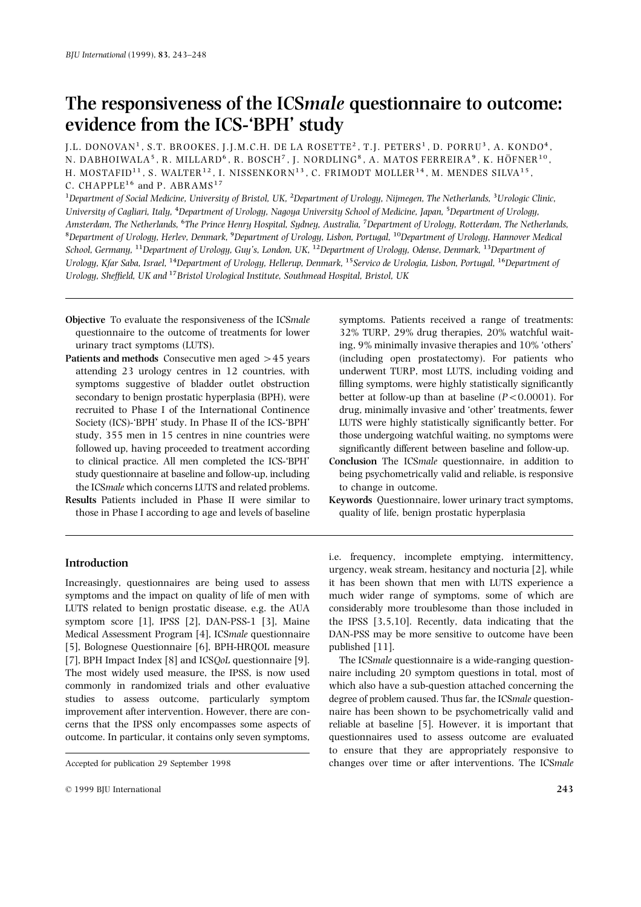# The responsiveness of the ICS*male* questionnaire to outcome: evidence from the ICS-'BPH' study

J.L. DONOVAN[1], S.T. BROOKES, J.J.M.C.H. DE LA ROSETTE[2], T.J. PETERS[1], D. PORRU[3], A. KONDO[4], N. DABHOIWALA[5], R. MILLARD[6], R. BOSCH[7], J. NORDLING[8], A. MATOS FERREIRA[9], K. HÖFNER[10], H. MOSTAFID[11], S. WALTER[12], I. NISSENKORN[13], C. FRIMODT MOLLER[14], M. MENDES SILVA[15], C. CHAPPLE[16] and P. ABRAMS[17]

[1]Department of Social Medicine, University of Bristol, UK, [2]Department of Urology, Nijmegen, The Netherlands, [3]Urologic Clinic, University of Cagliari, Italy, [4]Department of Urology, Nagoya University School of Medicine, Japan, [5]Department of Urology, Amsterdam, The Netherlands, [6]The Prince Henry Hospital, Sydney, Australia, [7]Department of Urology, Rotterdam, The Netherlands, [8]Department of Urology, Herlev, Denmark, [9]Department of Urology, Lisbon, Portugal, [10]Department of Urology, Hannover Medical School, Germany, [11]Department of Urology, Guy's, London, UK, [12]Department of Urology, Odense, Denmark, [13]Department of Urology, Kfar Saba, Israel, [14]Department of Urology, Hellerup, Denmark, [15]Servico de Urologia, Lisbon, Portugal, [16]Department of Urology, Sheffield, UK and [17]Bristol Urological Institute, Southmead Hospital, Bristol, UK

**Objective** To evaluate the responsiveness of the ICS*male* questionnaire to the outcome of treatments for lower urinary tract symptoms (LUTS).

**Patients and methods** Consecutive men aged >45 years attending 23 urology centres in 12 countries, with symptoms suggestive of bladder outlet obstruction secondary to benign prostatic hyperplasia (BPH), were recruited to Phase I of the International Continence Society (ICS)-'BPH' study. In Phase II of the ICS-'BPH' study, 355 men in 15 centres in nine countries were followed up, having proceeded to treatment according to clinical practice. All men completed the ICS-'BPH' study questionnaire at baseline and follow-up, including the ICS*male* which concerns LUTS and related problems.

**Results** Patients included in Phase II were similar to those in Phase I according to age and levels of baseline symptoms. Patients received a range of treatments: 32% TURP, 29% drug therapies, 20% watchful waiting, 9% minimally invasive therapies and 10% 'others' (including open prostatectomy). For patients who underwent TURP, most LUTS, including voiding and filling symptoms, were highly statistically significantly better at follow-up than at baseline ($P<0.0001$). For drug, minimally invasive and 'other' treatments, fewer LUTS were highly statistically significantly better. For those undergoing watchful waiting, no symptoms were significantly different between baseline and follow-up.

**Conclusion** The ICS*male* questionnaire, in addition to being psychometrically valid and reliable, is responsive to change in outcome.

**Keywords** Questionnaire, lower urinary tract symptoms, quality of life, benign prostatic hyperplasia

## Introduction

Increasingly, questionnaires are being used to assess symptoms and the impact on quality of life of men with LUTS related to benign prostatic disease, e.g. the AUA symptom score [1], IPSS [2], DAN-PSS-1 [3], Maine Medical Assessment Program [4], ICS*male* questionnaire [5], Bolognese Questionnaire [6], BPH-HRQOL measure [7], BPH Impact Index [8] and ICS*QoL* questionnaire [9]. The most widely used measure, the IPSS, is now used commonly in randomized trials and other evaluative studies to assess outcome, particularly symptom improvement after intervention. However, there are concerns that the IPSS only encompasses some aspects of outcome. In particular, it contains only seven symptoms, i.e. frequency, incomplete emptying, intermittency, urgency, weak stream, hesitancy and nocturia [2], while it has been shown that men with LUTS experience a much wider range of symptoms, some of which are considerably more troublesome than those included in the IPSS [3,5,10]. Recently, data indicating that the DAN-PSS may be more sensitive to outcome have been published [11].

The ICS*male* questionnaire is a wide-ranging questionnaire including 20 symptom questions in total, most of which also have a sub-question attached concerning the degree of problem caused. Thus far, the ICS*male* questionnaire has been shown to be psychometrically valid and reliable at baseline [5]. However, it is important that questionnaires used to assess outcome are evaluated to ensure that they are appropriately responsive to changes over time or after interventions. The ICS*male*

Accepted for publication 29 September 1998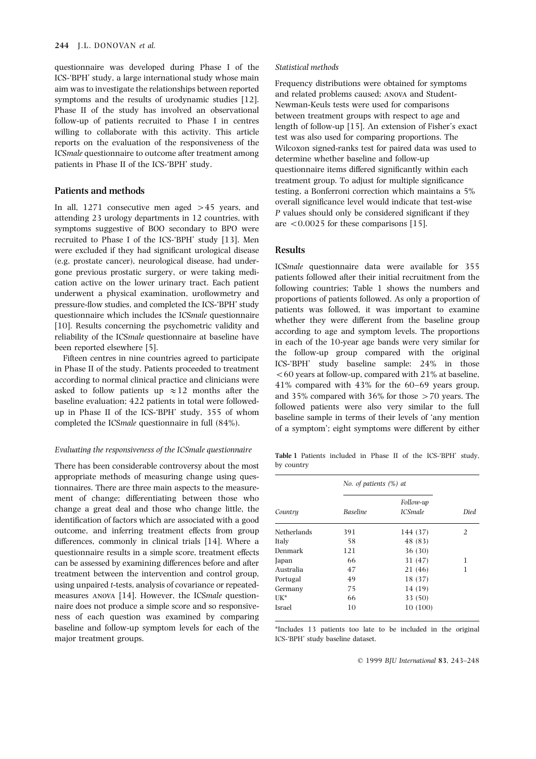questionnaire was developed during Phase I of the ICS-'BPH' study, a large international study whose main aim was to investigate the relationships between reported symptoms and the results of urodynamic studies [12]. Phase II of the study has involved an observational follow-up of patients recruited to Phase I in centres willing to collaborate with this activity. This article reports on the evaluation of the responsiveness of the ICS*male* questionnaire to outcome after treatment among patients in Phase II of the ICS-'BPH' study.

## Patients and methods

In all, 1271 consecutive men aged >45 years, and attending 23 urology departments in 12 countries, with symptoms suggestive of BOO secondary to BPO were recruited to Phase I of the ICS-'BPH' study [13]. Men were excluded if they had significant urological disease (e.g. prostate cancer), neurological disease, had undergone previous prostatic surgery, or were taking medication active on the lower urinary tract. Each patient underwent a physical examination, uroflowmetry and pressure-flow studies, and completed the ICS-'BPH' study questionnaire which includes the ICS*male* questionnaire [10]. Results concerning the psychometric validity and reliability of the ICS*male* questionnaire at baseline have been reported elsewhere [5].

Fifteen centres in nine countries agreed to participate in Phase II of the study. Patients proceeded to treatment according to normal clinical practice and clinicians were asked to follow patients up ≈12 months after the baseline evaluation; 422 patients in total were followed-up in Phase II of the ICS-'BPH' study, 355 of whom completed the ICS*male* questionnaire in full (84%).

### *Evaluating the responsiveness of the ICSmale questionnaire*

There has been considerable controversy about the most appropriate methods of measuring change using questionnaires. There are three main aspects to the measurement of change; differentiating between those who change a great deal and those who change little, the identification of factors which are associated with a good outcome, and inferring treatment effects from group differences, commonly in clinical trials [14]. Where a questionnaire results in a simple score, treatment effects can be assessed by examining differences before and after treatment between the intervention and control group, using unpaired *t*-tests, analysis of covariance or repeated-measures ANOVA [14]. However, the ICS*male* questionnaire does not produce a simple score and so responsiveness of each question was examined by comparing baseline and follow-up symptom levels for each of the major treatment groups.

### *Statistical methods*

Frequency distributions were obtained for symptoms and related problems caused; ANOVA and Student-Newman-Keuls tests were used for comparisons between treatment groups with respect to age and length of follow-up [15]. An extension of Fisher's exact test was also used for comparing proportions. The Wilcoxon signed-ranks test for paired data was used to determine whether baseline and follow-up questionnaire items differed significantly within each treatment group. To adjust for multiple significance testing, a Bonferroni correction which maintains a 5% overall significance level would indicate that test-wise *P* values should only be considered significant if they are <0.0025 for these comparisons [15].

## Results

ICS*male* questionnaire data were available for 355 patients followed after their initial recruitment from the following countries; Table 1 shows the numbers and proportions of patients followed. As only a proportion of patients was followed, it was important to examine whether they were different from the baseline group according to age and symptom levels. The proportions in each of the 10-year age bands were very similar for the follow-up group compared with the original ICS-'BPH' study baseline sample: 24% in those <60 years at follow-up, compared with 21% at baseline, 41% compared with 43% for the 60–69 years group, and 35% compared with 36% for those >70 years. The followed patients were also very similar to the full baseline sample in terms of their levels of 'any mention of a symptom'; eight symptoms were different by either

**Table 1** Patients included in Phase II of the ICS-'BPH' study, by country

| | *No. of patients (%) at* | | |
|---|---|---|---|
| *Country* | *Baseline* | *Follow-up ICSmale* | *Died* |
| Netherlands | 391 | 144 (37) | 2 |
| Italy | 58 | 48 (83) | |
| Denmark | 121 | 36 (30) | |
| Japan | 66 | 31 (47) | 1 |
| Australia | 47 | 21 (46) | 1 |
| Portugal | 49 | 18 (37) | |
| Germany | 75 | 14 (19) | |
| UK* | 66 | 33 (50) | |
| Israel | 10 | 10 (100) | |

*Includes 13 patients too late to be included in the original ICS-'BPH' study baseline dataset.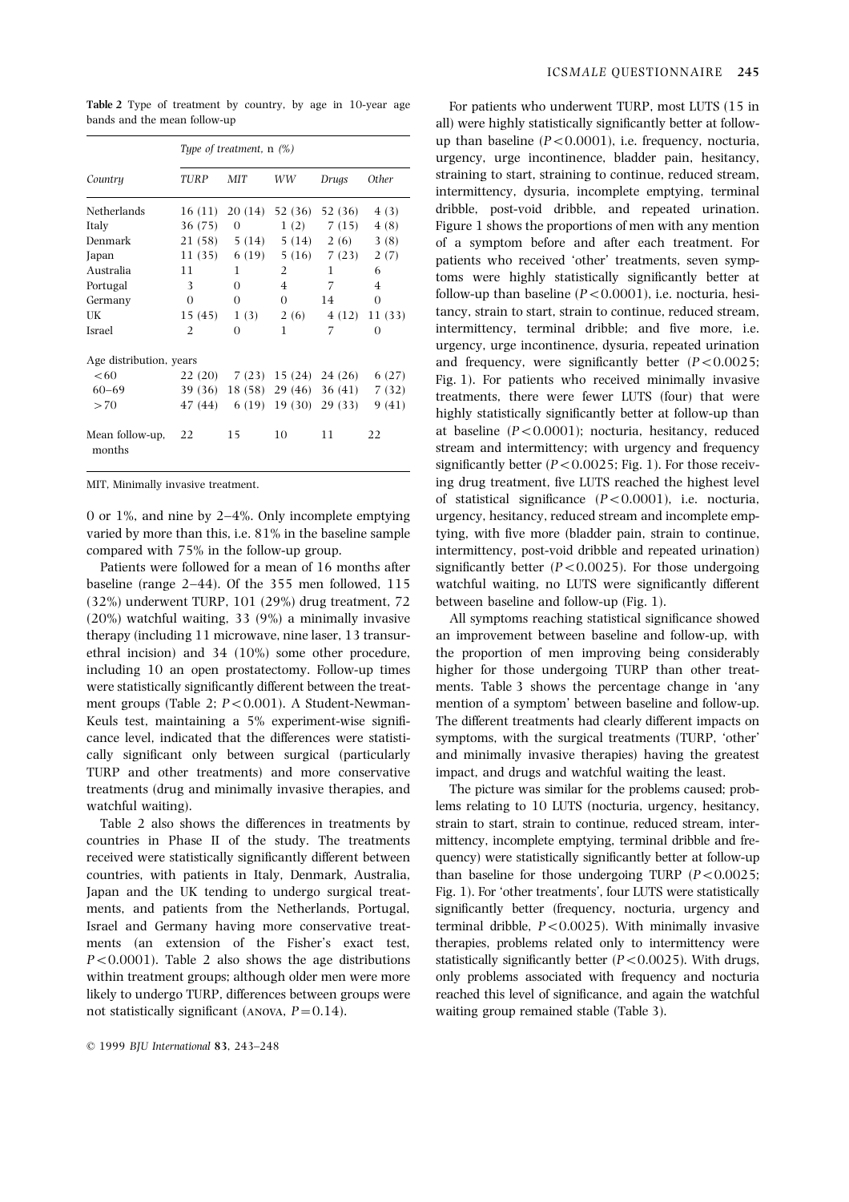**Table 2** Type of treatment by country, by age in 10-year age bands and the mean follow-up

| Country | *Type of treatment*, n (%) | | | | |
|---|---|---|---|---|---|
| | TURP | MIT | WW | Drugs | Other |
| Netherlands | 16 (11) | 20 (14) | 52 (36) | 52 (36) | 4 (3) |
| Italy | 36 (75) | 0 | 1 (2) | 7 (15) | 4 (8) |
| Denmark | 21 (58) | 5 (14) | 5 (14) | 2 (6) | 3 (8) |
| Japan | 11 (35) | 6 (19) | 5 (16) | 7 (23) | 2 (7) |
| Australia | 11 | 1 | 2 | 1 | 6 |
| Portugal | 3 | 0 | 4 | 7 | 4 |
| Germany | 0 | 0 | 0 | 14 | 0 |
| UK | 15 (45) | 1 (3) | 2 (6) | 4 (12) | 11 (33) |
| Israel | 2 | 0 | 1 | 7 | 0 |
| Age distribution, years | | | | | |
| <60 | 22 (20) | 7 (23) | 15 (24) | 24 (26) | 6 (27) |
| 60–69 | 39 (36) | 18 (58) | 29 (46) | 36 (41) | 7 (32) |
| >70 | 47 (44) | 6 (19) | 19 (30) | 29 (33) | 9 (41) |
| Mean follow-up, months | 22 | 15 | 10 | 11 | 22 |

MIT, Minimally invasive treatment.

0 or 1%, and nine by 2–4%. Only incomplete emptying varied by more than this, i.e. 81% in the baseline sample compared with 75% in the follow-up group.

Patients were followed for a mean of 16 months after baseline (range 2–44). Of the 355 men followed, 115 (32%) underwent TURP, 101 (29%) drug treatment, 72 (20%) watchful waiting, 33 (9%) a minimally invasive therapy (including 11 microwave, nine laser, 13 transurethral incision) and 34 (10%) some other procedure, including 10 an open prostatectomy. Follow-up times were statistically significantly different between the treatment groups (Table 2; $P<0.001$). A Student-Newman-Keuls test, maintaining a 5% experiment-wise significance level, indicated that the differences were statistically significant only between surgical (particularly TURP and other treatments) and more conservative treatments (drug and minimally invasive therapies, and watchful waiting).

Table 2 also shows the differences in treatments by countries in Phase II of the study. The treatments received were statistically significantly different between countries, with patients in Italy, Denmark, Australia, Japan and the UK tending to undergo surgical treatments, and patients from the Netherlands, Portugal, Israel and Germany having more conservative treatments (an extension of the Fisher's exact test, $P<0.0001$). Table 2 also shows the age distributions within treatment groups; although older men were more likely to undergo TURP, differences between groups were not statistically significant (ANOVA, $P=0.14$).

For patients who underwent TURP, most LUTS (15 in all) were highly statistically significantly better at follow-up than baseline ($P<0.0001$), i.e. frequency, nocturia, urgency, urge incontinence, bladder pain, hesitancy, straining to start, straining to continue, reduced stream, intermittency, dysuria, incomplete emptying, terminal dribble, post-void dribble, and repeated urination. Figure 1 shows the proportions of men with any mention of a symptom before and after each treatment. For patients who received 'other' treatments, seven symptoms were highly statistically significantly better at follow-up than baseline ($P<0.0001$), i.e. nocturia, hesitancy, strain to start, strain to continue, reduced stream, intermittency, terminal dribble; and five more, i.e. urgency, urge incontinence, dysuria, repeated urination and frequency, were significantly better ($P<0.0025$; Fig. 1). For patients who received minimally invasive treatments, there were fewer LUTS (four) that were highly statistically significantly better at follow-up than at baseline ($P<0.0001$), nocturia, hesitancy, reduced stream and intermittency; with urgency and frequency significantly better ($P<0.0025$; Fig. 1). For those receiving drug treatment, five LUTS reached the highest level of statistical significance ($P<0.0001$), i.e. nocturia, urgency, hesitancy, reduced stream and incomplete emptying, with five more (bladder pain, strain to continue, intermittency, post-void dribble and repeated urination) significantly better ($P<0.0025$). For those undergoing watchful waiting, no LUTS were significantly different between baseline and follow-up (Fig. 1).

All symptoms reaching statistical significance showed an improvement between baseline and follow-up, with the proportion of men improving being considerably higher for those undergoing TURP than other treatments. Table 3 shows the percentage change in 'any mention of a symptom' between baseline and follow-up. The different treatments had clearly different impacts on symptoms, with the surgical treatments (TURP, 'other' and minimally invasive therapies) having the greatest impact, and drugs and watchful waiting the least.

The picture was similar for the problems caused; problems relating to 10 LUTS (nocturia, urgency, hesitancy, strain to start, strain to continue, reduced stream, intermittency, incomplete emptying, terminal dribble and frequency) were statistically significantly better at follow-up than baseline for those undergoing TURP ($P<0.0025$; Fig. 1). For 'other treatments', four LUTS were statistically significantly better (frequency, nocturia, urgency and terminal dribble, $P<0.0025$). With minimally invasive therapies, problems related only to intermittency were statistically significantly better ($P<0.0025$). With drugs, only problems associated with frequency and nocturia reached this level of significance, and again the watchful waiting group remained stable (Table 3).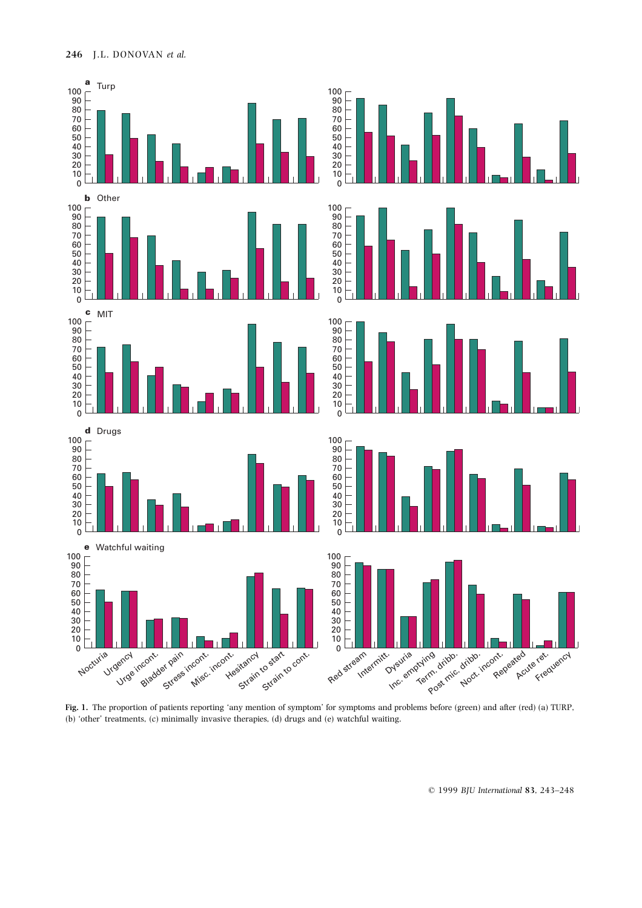**Fig. 1.** The proportion of patients reporting 'any mention of symptom' for symptoms and problems before (green) and after (red) (a) TURP, (b) 'other' treatments, (c) minimally invasive therapies, (d) drugs and (e) watchful waiting.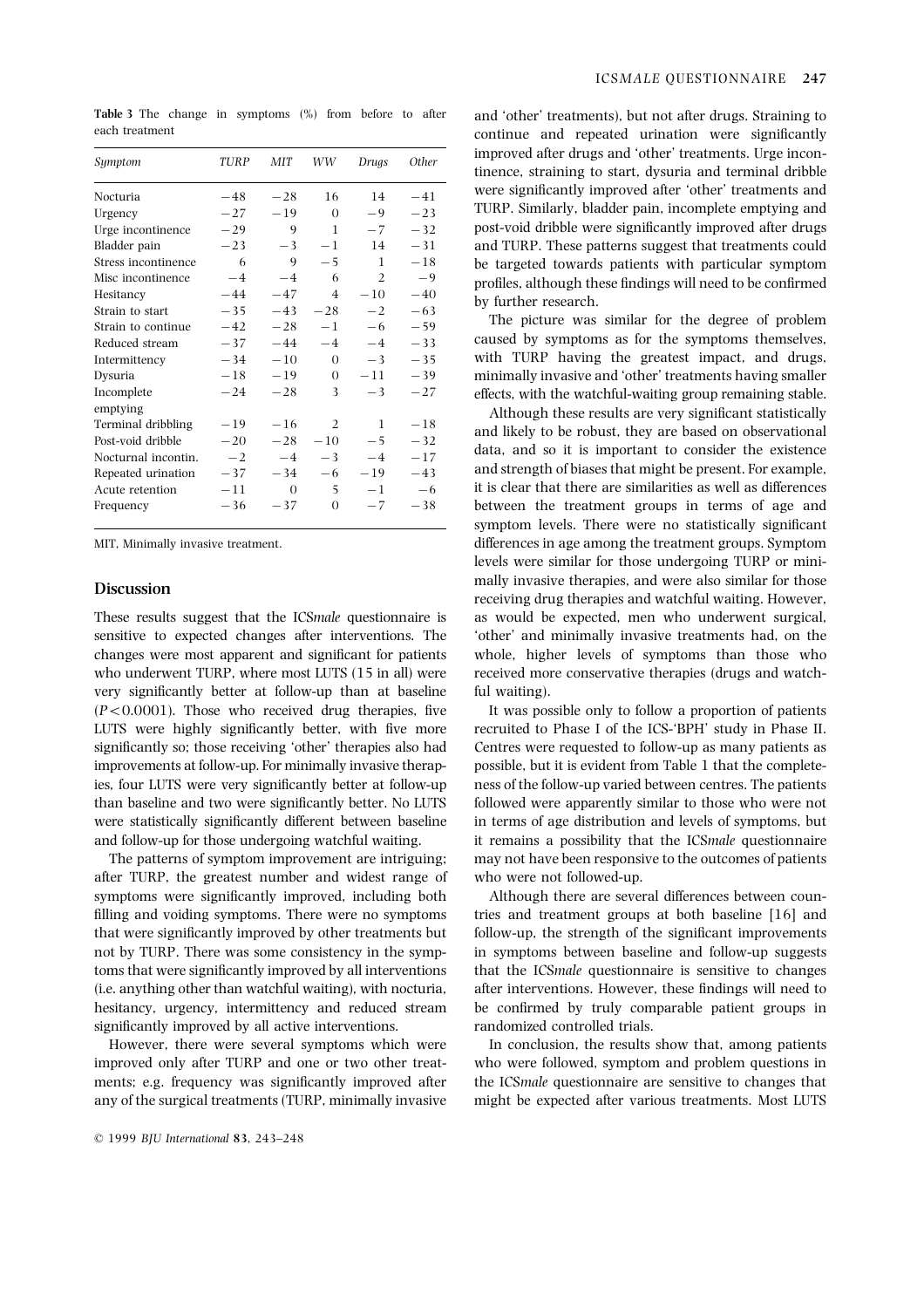**Table 3** The change in symptoms (%) from before to after each treatment

| Symptom | TURP | MIT | WW | Drugs | Other |
|---|---|---|---|---|---|
| Nocturia | −48 | −28 | 16 | 14 | −41 |
| Urgency | −27 | −19 | 0 | −9 | −23 |
| Urge incontinence | −29 | 9 | 1 | −7 | −32 |
| Bladder pain | −23 | −3 | −1 | 14 | −31 |
| Stress incontinence | 6 | 9 | −5 | 1 | −18 |
| Misc incontinence | −4 | −4 | 6 | 2 | −9 |
| Hesitancy | −44 | −47 | 4 | −10 | −40 |
| Strain to start | −35 | −43 | −28 | −2 | −63 |
| Strain to continue | −42 | −28 | −1 | −6 | −59 |
| Reduced stream | −37 | −44 | −4 | −4 | −33 |
| Intermittency | −34 | −10 | 0 | −3 | −35 |
| Dysuria | −18 | −19 | 0 | −11 | −39 |
| Incomplete emptying | −24 | −28 | 3 | −3 | −27 |
| Terminal dribbling | −19 | −16 | 2 | 1 | −18 |
| Post-void dribble | −20 | −28 | −10 | −5 | −32 |
| Nocturnal incontin. | −2 | −4 | −3 | −4 | −17 |
| Repeated urination | −37 | −34 | −6 | −19 | −43 |
| Acute retention | −11 | 0 | 5 | −1 | −6 |
| Frequency | −36 | −37 | 0 | −7 | −38 |

MIT, Minimally invasive treatment.

## Discussion

These results suggest that the ICS*male* questionnaire is sensitive to expected changes after interventions. The changes were most apparent and significant for patients who underwent TURP, where most LUTS (15 in all) were very significantly better at follow-up than at baseline ($P < 0.0001$). Those who received drug therapies, five LUTS were highly significantly better, with five more significantly so; those receiving 'other' therapies also had improvements at follow-up. For minimally invasive therapies, four LUTS were very significantly better at follow-up than baseline and two were significantly better. No LUTS were statistically significantly different between baseline and follow-up for those undergoing watchful waiting.

The patterns of symptom improvement are intriguing; after TURP, the greatest number and widest range of symptoms were significantly improved, including both filling and voiding symptoms. There were no symptoms that were significantly improved by other treatments but not by TURP. There was some consistency in the symptoms that were significantly improved by all interventions (i.e. anything other than watchful waiting), with nocturia, hesitancy, urgency, intermittency and reduced stream significantly improved by all active interventions.

However, there were several symptoms which were improved only after TURP and one or two other treatments; e.g. frequency was significantly improved after any of the surgical treatments (TURP, minimally invasive and 'other' treatments), but not after drugs. Straining to continue and repeated urination were significantly improved after drugs and 'other' treatments. Urge incontinence, straining to start, dysuria and terminal dribble were significantly improved after 'other' treatments and TURP. Similarly, bladder pain, incomplete emptying and post-void dribble were significantly improved after drugs and TURP. These patterns suggest that treatments could be targeted towards patients with particular symptom profiles, although these findings will need to be confirmed by further research.

The picture was similar for the degree of problem caused by symptoms as for the symptoms themselves, with TURP having the greatest impact, and drugs, minimally invasive and 'other' treatments having smaller effects, with the watchful-waiting group remaining stable.

Although these results are very significant statistically and likely to be robust, they are based on observational data, and so it is important to consider the existence and strength of biases that might be present. For example, it is clear that there are similarities as well as differences between the treatment groups in terms of age and symptom levels. There were no statistically significant differences in age among the treatment groups. Symptom levels were similar for those undergoing TURP or minimally invasive therapies, and were also similar for those receiving drug therapies and watchful waiting. However, as would be expected, men who underwent surgical, 'other' and minimally invasive treatments had, on the whole, higher levels of symptoms than those who received more conservative therapies (drugs and watchful waiting).

It was possible only to follow a proportion of patients recruited to Phase I of the ICS-'BPH' study in Phase II. Centres were requested to follow-up as many patients as possible, but it is evident from Table 1 that the completeness of the follow-up varied between centres. The patients followed were apparently similar to those who were not in terms of age distribution and levels of symptoms, but it remains a possibility that the ICS*male* questionnaire may not have been responsive to the outcomes of patients who were not followed-up.

Although there are several differences between countries and treatment groups at both baseline [16] and follow-up, the strength of the significant improvements in symptoms between baseline and follow-up suggests that the ICS*male* questionnaire is sensitive to changes after interventions. However, these findings will need to be confirmed by truly comparable patient groups in randomized controlled trials.

In conclusion, the results show that, among patients who were followed, symptom and problem questions in the ICS*male* questionnaire are sensitive to changes that might be expected after various treatments. Most LUTS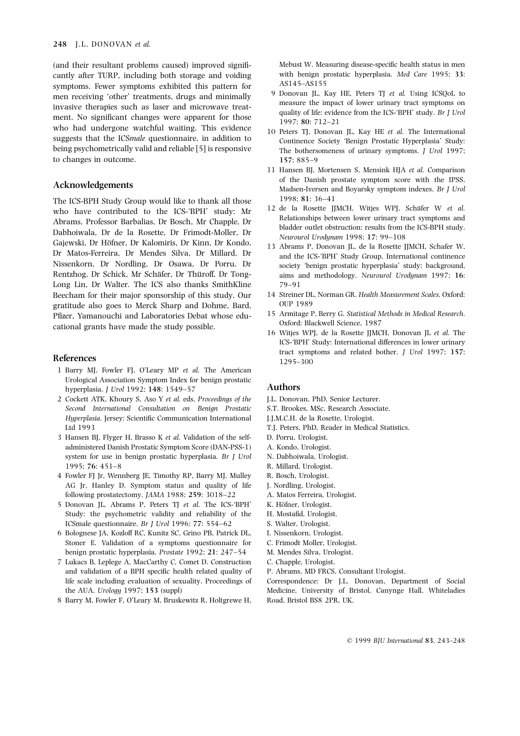(and their resultant problems caused) improved significantly after TURP, including both storage and voiding symptoms. Fewer symptoms exhibited this pattern for men receiving 'other' treatments, drugs and minimally invasive therapies such as laser and microwave treatment. No significant changes were apparent for those who had undergone watchful waiting. This evidence suggests that the ICS*male* questionnaire, in addition to being psychometrically valid and reliable [5] is responsive to changes in outcome.

## Acknowledgements

The ICS-BPH Study Group would like to thank all those who have contributed to the ICS-'BPH' study: Mr Abrams, Professor Barbalias, Dr Bosch, Mr Chapple, Dr Dabhoiwala, Dr de la Rosette, Dr Frimodt-Moller, Dr Gajewski, Dr Höfner, Dr Kalomiris, Dr Kinn, Dr Kondo, Dr Matos-Ferreira, Dr Mendes Silva, Dr Millard, Dr Nissenkorn, Dr Nordling, Dr Osawa, Dr Porru, Dr Rentzhog, Dr Schick, Mr Schäfer, Dr Thüroff, Dr Tong-Long Lin, Dr Walter. The ICS also thanks SmithKline Beecham for their major sponsorship of this study. Our gratitude also goes to Merck Sharp and Dohme, Bard, Pfizer, Yamanouchi and Laboratories Debat whose educational grants have made the study possible.

## References

1 Barry MJ, Fowler FJ, O'Leary MP *et al.* The American Urological Association Symptom Index for benign prostatic hyperplasia. *J Urol* 1992; **148**: 1549–57
2 Cockett ATK, Khoury S, Aso Y *et al.* eds, *Proceedings of the Second International Consultation on Benign Prostatic Hyperplasia*. Jersey: Scientific Communication International Ltd 1993
3 Hansen BJ, Flyger H, Brasso K *et al.* Validation of the self-administered Danish Prostatic Symptom Score (DAN-PSS-1) system for use in benign prostatic hyperplasia. *Br J Urol* 1995; **76**: 451–8
4 Fowler FJ Jr, Wennberg JE, Timothy RP, Barry MJ, Mulley AG Jr, Hanley D. Symptom status and quality of life following prostatectomy. *JAMA* 1988; **259**: 3018–22
5 Donovan JL, Abrams P, Peters TJ *et al.* The ICS-'BPH' Study: the psychometric validity and reliability of the ICSmale questionnaire. *Br J Urol* 1996; **77**: 554–62
6 Bolognese JA, Kozloff RC, Kunitz SC, Grino PB, Patrick DL, Stoner E. Validation of a symptoms questionnaire for benign prostatic hyperplasia. *Prostate* 1992; **21**: 247–54
7 Lukacs B, Leplege A, MacCarthy C, Comet D. Construction and validation of a BPH specific health related quality of life scale including evaluation of sexuality. Proceedings of the AUA. *Urology* 1997; **153** (suppl)
8 Barry M, Fowler F, O'Leary M, Bruskewitz R, Holtgrewe H, Mebust W. Measuring disease-specific health status in men with benign prostatic hyperplasia. *Med Care* 1995; **33**: AS145–AS155
9 Donovan JL, Kay HE, Peters TJ *et al.* Using ICSQoL to measure the impact of lower urinary tract symptoms on quality of life: evidence from the ICS-'BPH' study. *Br J Urol* 1997; **80**: 712–21
10 Peters TJ, Donovan JL, Kay HE *et al.* The International Continence Society 'Benign Prostatic Hyperplasia' Study: The bothersomeness of urinary symptoms. *J Urol* 1997; **157**: 885–9
11 Hansen BJ, Mortensen S, Mensink HJA *et al.* Comparison of the Danish prostate symptom score with the IPSS, Madsen-Iversen and Boyarsky symptom indexes. *Br J Urol* 1998; **81**: 36–41
12 de la Rosette JJMCH, Witjes WPJ, Schäfer W *et al.* Relationships between lower urinary tract symptoms and bladder outlet obstruction: results from the ICS-BPH study. *Neurourol Urodynam* 1998; **17**: 99–108
13 Abrams P, Donovan JL, de la Rosette JJMCH, Schafer W, and the ICS-'BPH' Study Group. International continence society 'benign prostatic hyperplasia' study: background, aims and methodology. *Neurourol Urodynam* 1997; **16**: 79–91
14 Streiner DL, Norman GR. *Health Measurement Scales.* Oxford: OUP 1989
15 Armitage P, Berry G. *Statistical Methods in Medical Research.* Oxford: Blackwell Science, 1987
16 Witjes WPJ, de la Rosette JJMCH, Donovan JL *et al.* The ICS-'BPH' Study: International differences in lower urinary tract symptoms and related bother. *J Urol* 1997; **157**: 1295–300

## Authors

J.L. Donovan, PhD, Senior Lecturer.
S.T. Brookes, MSc, Research Associate.
J.J.M.C.H. de la Rosette, Urologist.
T.J. Peters, PhD, Reader in Medical Statistics.
D. Porru, Urologist.
A. Kondo, Urologist.
N. Dabhoiwala, Urologist.
R. Millard, Urologist.
R. Bosch, Urologist.
J. Nordling, Urologist.
A. Matos Ferreira, Urologist.
K. Höfner, Urologist.
H. Mostafid, Urologist.
S. Walter, Urologist.
I. Nissenkorn, Urologist.
C. Frimodt Moller, Urologist.
M. Mendes Silva, Urologist.
C. Chapple, Urologist.
P. Abrams, MD FRCS, Consultant Urologist.
Correspondence: Dr J.L. Donovan, Department of Social Medicine, University of Bristol, Canynge Hall, Whiteladies Road, Bristol BS8 2PR, UK.